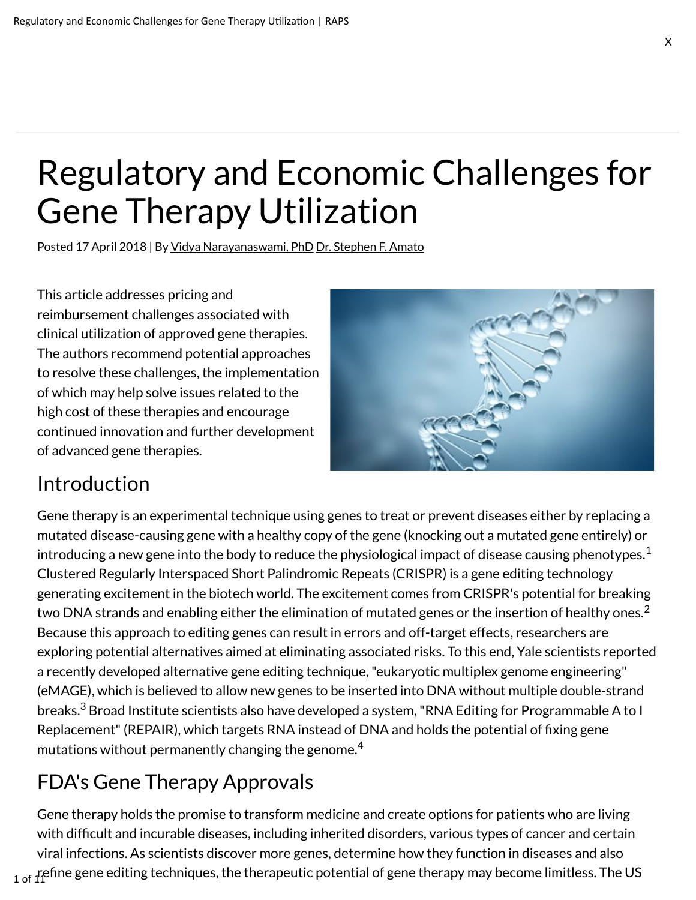# Regulatory and Economic Challenges for Gene Therapy Utilization

Posted 17 April 2018 | By Vidya Narayanaswami, PhD Dr. Stephen F. Amato

This article addresses pricing and reimbursement challenges associated with clinical utilization of approved gene therapies. The authors recommend potential approaches to resolve these challenges, the implementation of which may help solve issues related to the high cost of these therapies and encourage continued innovation and further development of advanced gene therapies.

## Introduction

Gene therapy is an experimental technique using genes to treat or prevent diseases either by replacing a mutated disease-causing gene with a healthy copy of the gene (knocking out a mutated gene entirely) or introducing a new gene into the body to reduce the physiological impact of disease causing phenotypes.[1] Clustered Regularly Interspaced Short Palindromic Repeats (CRISPR) is a gene editing technology generating excitement in the biotech world. The excitement comes from CRISPR's potential for breaking two DNA strands and enabling either the elimination of mutated genes or the insertion of healthy ones.[2] Because this approach to editing genes can result in errors and off-target effects, researchers are exploring potential alternatives aimed at eliminating associated risks. To this end, Yale scientists reported a recently developed alternative gene editing technique, "eukaryotic multiplex genome engineering" (eMAGE), which is believed to allow new genes to be inserted into DNA without multiple double-strand breaks.[3] Broad Institute scientists also have developed a system, "RNA Editing for Programmable A to I Replacement" (REPAIR), which targets RNA instead of DNA and holds the potential of fixing gene mutations without permanently changing the genome.[4]

## FDA's Gene Therapy Approvals

Gene therapy holds the promise to transform medicine and create options for patients who are living with difficult and incurable diseases, including inherited disorders, various types of cancer and certain viral infections. As scientists discover more genes, determine how they function in diseases and also refine gene editing techniques, the therapeutic potential of gene therapy may become limitless. The US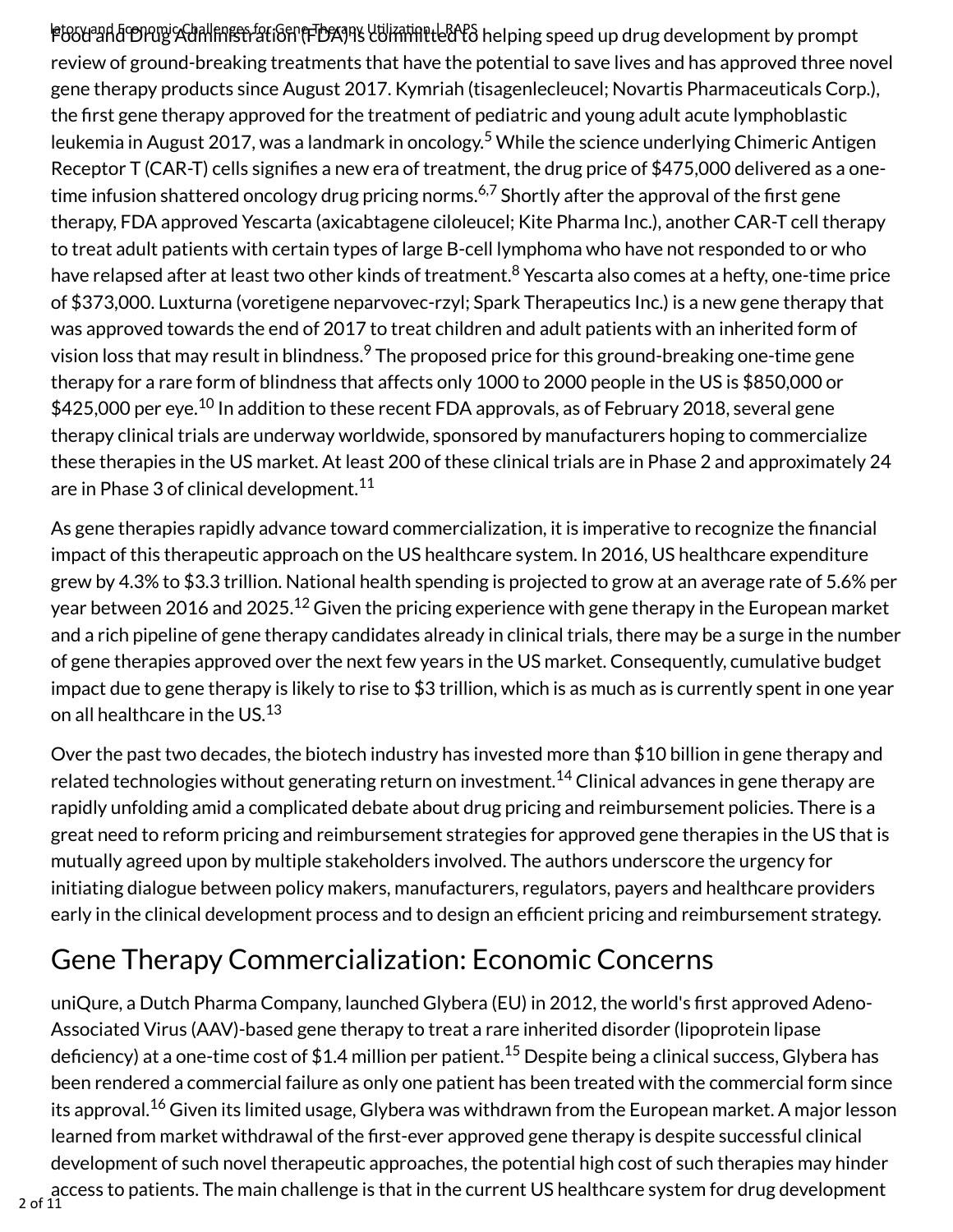Food and Drug Administration (FDA) is committed to helping speed up drug development by prompt review of ground-breaking treatments that have the potential to save lives and has approved three novel gene therapy products since August 2017. Kymriah (tisagenlecleucel; Novartis Pharmaceuticals Corp.), the first gene therapy approved for the treatment of pediatric and young adult acute lymphoblastic leukemia in August 2017, was a landmark in oncology.[5] While the science underlying Chimeric Antigen Receptor T (CAR-T) cells signifies a new era of treatment, the drug price of $475,000 delivered as a one-time infusion shattered oncology drug pricing norms.[6,7] Shortly after the approval of the first gene therapy, FDA approved Yescarta (axicabtagene ciloleucel; Kite Pharma Inc.), another CAR-T cell therapy to treat adult patients with certain types of large B-cell lymphoma who have not responded to or who have relapsed after at least two other kinds of treatment.[8] Yescarta also comes at a hefty, one-time price of $373,000. Luxturna (voretigene neparvovec-rzyl; Spark Therapeutics Inc.) is a new gene therapy that was approved towards the end of 2017 to treat children and adult patients with an inherited form of vision loss that may result in blindness.[9] The proposed price for this ground-breaking one-time gene therapy for a rare form of blindness that affects only 1000 to 2000 people in the US is $850,000 or $425,000 per eye.[10] In addition to these recent FDA approvals, as of February 2018, several gene therapy clinical trials are underway worldwide, sponsored by manufacturers hoping to commercialize these therapies in the US market. At least 200 of these clinical trials are in Phase 2 and approximately 24 are in Phase 3 of clinical development.[11]

As gene therapies rapidly advance toward commercialization, it is imperative to recognize the financial impact of this therapeutic approach on the US healthcare system. In 2016, US healthcare expenditure grew by 4.3% to $3.3 trillion. National health spending is projected to grow at an average rate of 5.6% per year between 2016 and 2025.[12] Given the pricing experience with gene therapy in the European market and a rich pipeline of gene therapy candidates already in clinical trials, there may be a surge in the number of gene therapies approved over the next few years in the US market. Consequently, cumulative budget impact due to gene therapy is likely to rise to $3 trillion, which is as much as is currently spent in one year on all healthcare in the US.[13]

Over the past two decades, the biotech industry has invested more than $10 billion in gene therapy and related technologies without generating return on investment.[14] Clinical advances in gene therapy are rapidly unfolding amid a complicated debate about drug pricing and reimbursement policies. There is a great need to reform pricing and reimbursement strategies for approved gene therapies in the US that is mutually agreed upon by multiple stakeholders involved. The authors underscore the urgency for initiating dialogue between policy makers, manufacturers, regulators, payers and healthcare providers early in the clinical development process and to design an efficient pricing and reimbursement strategy.

## Gene Therapy Commercialization: Economic Concerns

uniQure, a Dutch Pharma Company, launched Glybera (EU) in 2012, the world's first approved Adeno-Associated Virus (AAV)-based gene therapy to treat a rare inherited disorder (lipoprotein lipase deficiency) at a one-time cost of $1.4 million per patient.[15] Despite being a clinical success, Glybera has been rendered a commercial failure as only one patient has been treated with the commercial form since its approval.[16] Given its limited usage, Glybera was withdrawn from the European market. A major lesson learned from market withdrawal of the first-ever approved gene therapy is despite successful clinical development of such novel therapeutic approaches, the potential high cost of such therapies may hinder access to patients. The main challenge is that in the current US healthcare system for drug development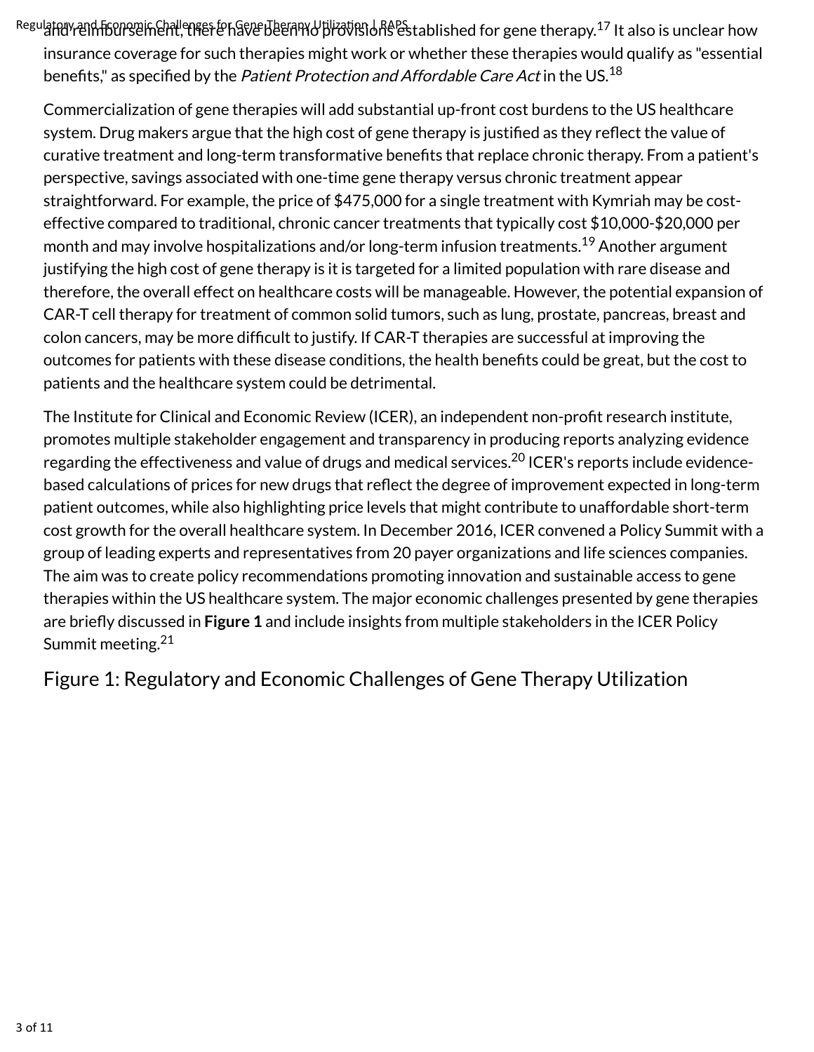and reimbursement, there have been no provisions established for gene therapy.[17] It also is unclear how insurance coverage for such therapies might work or whether these therapies would qualify as "essential benefits," as specified by the *Patient Protection and Affordable Care Act* in the US.[18]

Commercialization of gene therapies will add substantial up-front cost burdens to the US healthcare system. Drug makers argue that the high cost of gene therapy is justified as they reflect the value of curative treatment and long-term transformative benefits that replace chronic therapy. From a patient's perspective, savings associated with one-time gene therapy versus chronic treatment appear straightforward. For example, the price of $475,000 for a single treatment with Kymriah may be cost-effective compared to traditional, chronic cancer treatments that typically cost $10,000-$20,000 per month and may involve hospitalizations and/or long-term infusion treatments.[19] Another argument justifying the high cost of gene therapy is it is targeted for a limited population with rare disease and therefore, the overall effect on healthcare costs will be manageable. However, the potential expansion of CAR-T cell therapy for treatment of common solid tumors, such as lung, prostate, pancreas, breast and colon cancers, may be more difficult to justify. If CAR-T therapies are successful at improving the outcomes for patients with these disease conditions, the health benefits could be great, but the cost to patients and the healthcare system could be detrimental.

The Institute for Clinical and Economic Review (ICER), an independent non-profit research institute, promotes multiple stakeholder engagement and transparency in producing reports analyzing evidence regarding the effectiveness and value of drugs and medical services.[20] ICER's reports include evidence-based calculations of prices for new drugs that reflect the degree of improvement expected in long-term patient outcomes, while also highlighting price levels that might contribute to unaffordable short-term cost growth for the overall healthcare system. In December 2016, ICER convened a Policy Summit with a group of leading experts and representatives from 20 payer organizations and life sciences companies. The aim was to create policy recommendations promoting innovation and sustainable access to gene therapies within the US healthcare system. The major economic challenges presented by gene therapies are briefly discussed in **Figure 1** and include insights from multiple stakeholders in the ICER Policy Summit meeting.[21]

Figure 1: Regulatory and Economic Challenges of Gene Therapy Utilization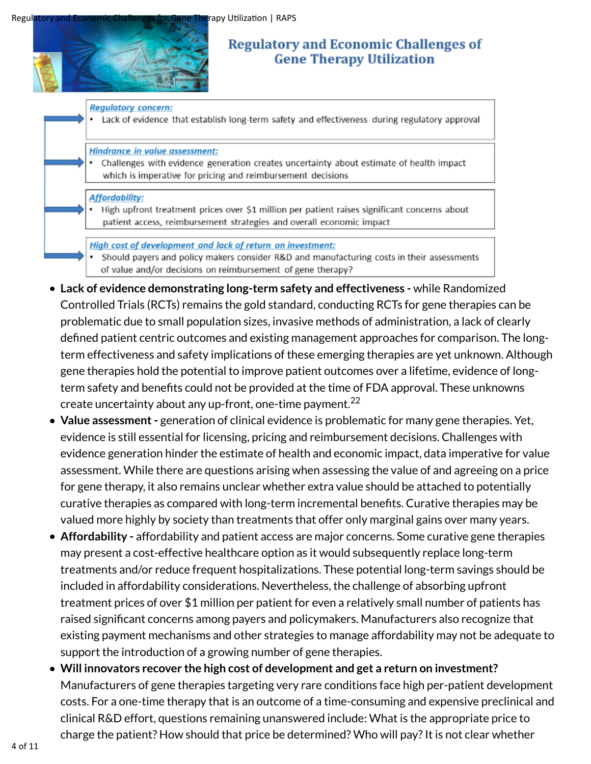## Regulatory and Economic Challenges of Gene Therapy Utilization

***Regulatory concern:***
- Lack of evidence that establish long-term safety and effectiveness during regulatory approval

***Hindrance in value assessment:***
- Challenges with evidence generation creates uncertainty about estimate of health impact which is imperative for pricing and reimbursement decisions

***Affordability:***
- High upfront treatment prices over $1 million per patient raises significant concerns about patient access, reimbursement strategies and overall economic impact

***High cost of development and lack of return on investment:***
- Should payers and policy makers consider R&D and manufacturing costs in their assessments of value and/or decisions on reimbursement of gene therapy?

- **Lack of evidence demonstrating long-term safety and effectiveness -** while Randomized Controlled Trials (RCTs) remains the gold standard, conducting RCTs for gene therapies can be problematic due to small population sizes, invasive methods of administration, a lack of clearly defined patient centric outcomes and existing management approaches for comparison. The long-term effectiveness and safety implications of these emerging therapies are yet unknown. Although gene therapies hold the potential to improve patient outcomes over a lifetime, evidence of long-term safety and benefits could not be provided at the time of FDA approval. These unknowns create uncertainty about any up-front, one-time payment.[22]
- **Value assessment -** generation of clinical evidence is problematic for many gene therapies. Yet, evidence is still essential for licensing, pricing and reimbursement decisions. Challenges with evidence generation hinder the estimate of health and economic impact, data imperative for value assessment. While there are questions arising when assessing the value of and agreeing on a price for gene therapy, it also remains unclear whether extra value should be attached to potentially curative therapies as compared with long-term incremental benefits. Curative therapies may be valued more highly by society than treatments that offer only marginal gains over many years.
- **Affordability -** affordability and patient access are major concerns. Some curative gene therapies may present a cost-effective healthcare option as it would subsequently replace long-term treatments and/or reduce frequent hospitalizations. These potential long-term savings should be included in affordability considerations. Nevertheless, the challenge of absorbing upfront treatment prices of over $1 million per patient for even a relatively small number of patients has raised significant concerns among payers and policymakers. Manufacturers also recognize that existing payment mechanisms and other strategies to manage affordability may not be adequate to support the introduction of a growing number of gene therapies.
- **Will innovators recover the high cost of development and get a return on investment?** Manufacturers of gene therapies targeting very rare conditions face high per-patient development costs. For a one-time therapy that is an outcome of a time-consuming and expensive preclinical and clinical R&D effort, questions remaining unanswered include: What is the appropriate price to charge the patient? How should that price be determined? Who will pay? It is not clear whether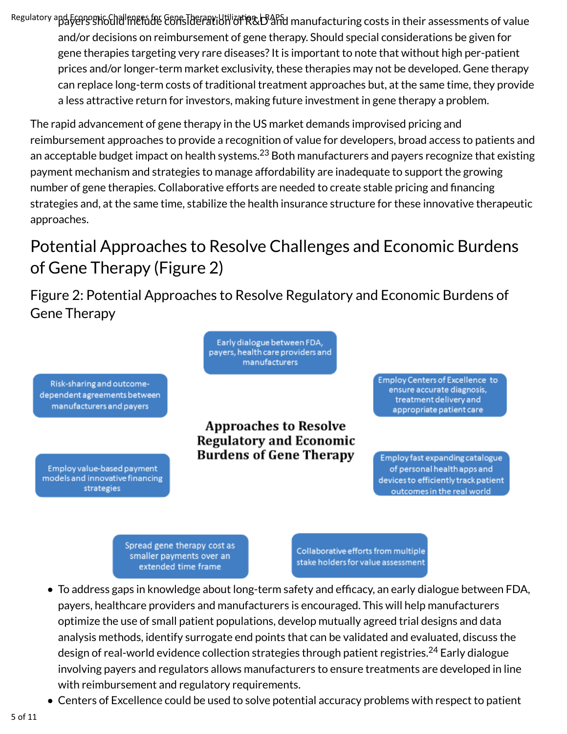payers should include consideration of R&D and manufacturing costs in their assessments of value and/or decisions on reimbursement of gene therapy. Should special considerations be given for gene therapies targeting very rare diseases? It is important to note that without high per-patient prices and/or longer-term market exclusivity, these therapies may not be developed. Gene therapy can replace long-term costs of traditional treatment approaches but, at the same time, they provide a less attractive return for investors, making future investment in gene therapy a problem.

The rapid advancement of gene therapy in the US market demands improvised pricing and reimbursement approaches to provide a recognition of value for developers, broad access to patients and an acceptable budget impact on health systems.[23] Both manufacturers and payers recognize that existing payment mechanism and strategies to manage affordability are inadequate to support the growing number of gene therapies. Collaborative efforts are needed to create stable pricing and financing strategies and, at the same time, stabilize the health insurance structure for these innovative therapeutic approaches.

# Potential Approaches to Resolve Challenges and Economic Burdens of Gene Therapy (Figure 2)

## Figure 2: Potential Approaches to Resolve Regulatory and Economic Burdens of Gene Therapy

**Approaches to Resolve Regulatory and Economic Burdens of Gene Therapy**

- Early dialogue between FDA, payers, health care providers and manufacturers
- Risk-sharing and outcome-dependent agreements between manufacturers and payers
- Employ Centers of Excellence to ensure accurate diagnosis, treatment delivery and appropriate patient care
- Employ value-based payment models and innovative financing strategies
- Employ fast expanding catalogue of personal health apps and devices to efficiently track patient outcomes in the real world
- Spread gene therapy cost as smaller payments over an extended time frame
- Collaborative efforts from multiple stake holders for value assessment

- To address gaps in knowledge about long-term safety and efficacy, an early dialogue between FDA, payers, healthcare providers and manufacturers is encouraged. This will help manufacturers optimize the use of small patient populations, develop mutually agreed trial designs and data analysis methods, identify surrogate end points that can be validated and evaluated, discuss the design of real-world evidence collection strategies through patient registries.[24] Early dialogue involving payers and regulators allows manufacturers to ensure treatments are developed in line with reimbursement and regulatory requirements.
- Centers of Excellence could be used to solve potential accuracy problems with respect to patient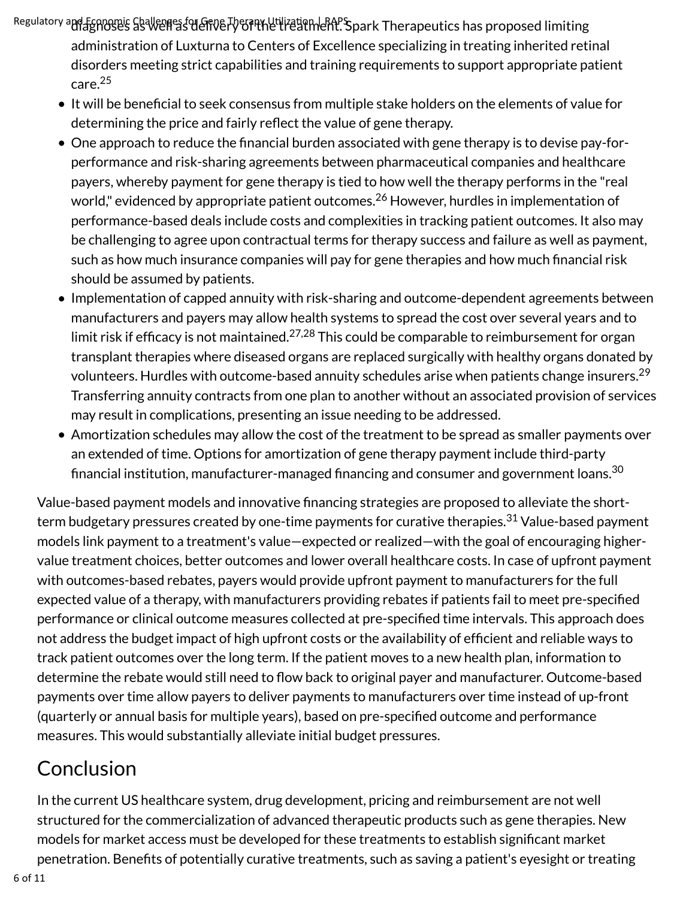diagnoses as well as delivery of the treatment. Spark Therapeutics has proposed limiting administration of Luxturna to Centers of Excellence specializing in treating inherited retinal disorders meeting strict capabilities and training requirements to support appropriate patient care.[25]

- It will be beneficial to seek consensus from multiple stake holders on the elements of value for determining the price and fairly reflect the value of gene therapy.
- One approach to reduce the financial burden associated with gene therapy is to devise pay-for-performance and risk-sharing agreements between pharmaceutical companies and healthcare payers, whereby payment for gene therapy is tied to how well the therapy performs in the "real world," evidenced by appropriate patient outcomes.[26] However, hurdles in implementation of performance-based deals include costs and complexities in tracking patient outcomes. It also may be challenging to agree upon contractual terms for therapy success and failure as well as payment, such as how much insurance companies will pay for gene therapies and how much financial risk should be assumed by patients.
- Implementation of capped annuity with risk-sharing and outcome-dependent agreements between manufacturers and payers may allow health systems to spread the cost over several years and to limit risk if efficacy is not maintained.[27,28] This could be comparable to reimbursement for organ transplant therapies where diseased organs are replaced surgically with healthy organs donated by volunteers. Hurdles with outcome-based annuity schedules arise when patients change insurers.[29] Transferring annuity contracts from one plan to another without an associated provision of services may result in complications, presenting an issue needing to be addressed.
- Amortization schedules may allow the cost of the treatment to be spread as smaller payments over an extended of time. Options for amortization of gene therapy payment include third-party financial institution, manufacturer-managed financing and consumer and government loans.[30]

Value-based payment models and innovative financing strategies are proposed to alleviate the short-term budgetary pressures created by one-time payments for curative therapies.[31] Value-based payment models link payment to a treatment's value—expected or realized—with the goal of encouraging higher-value treatment choices, better outcomes and lower overall healthcare costs. In case of upfront payment with outcomes-based rebates, payers would provide upfront payment to manufacturers for the full expected value of a therapy, with manufacturers providing rebates if patients fail to meet pre-specified performance or clinical outcome measures collected at pre-specified time intervals. This approach does not address the budget impact of high upfront costs or the availability of efficient and reliable ways to track patient outcomes over the long term. If the patient moves to a new health plan, information to determine the rebate would still need to flow back to original payer and manufacturer. Outcome-based payments over time allow payers to deliver payments to manufacturers over time instead of up-front (quarterly or annual basis for multiple years), based on pre-specified outcome and performance measures. This would substantially alleviate initial budget pressures.

# Conclusion

In the current US healthcare system, drug development, pricing and reimbursement are not well structured for the commercialization of advanced therapeutic products such as gene therapies. New models for market access must be developed for these treatments to establish significant market penetration. Benefits of potentially curative treatments, such as saving a patient's eyesight or treating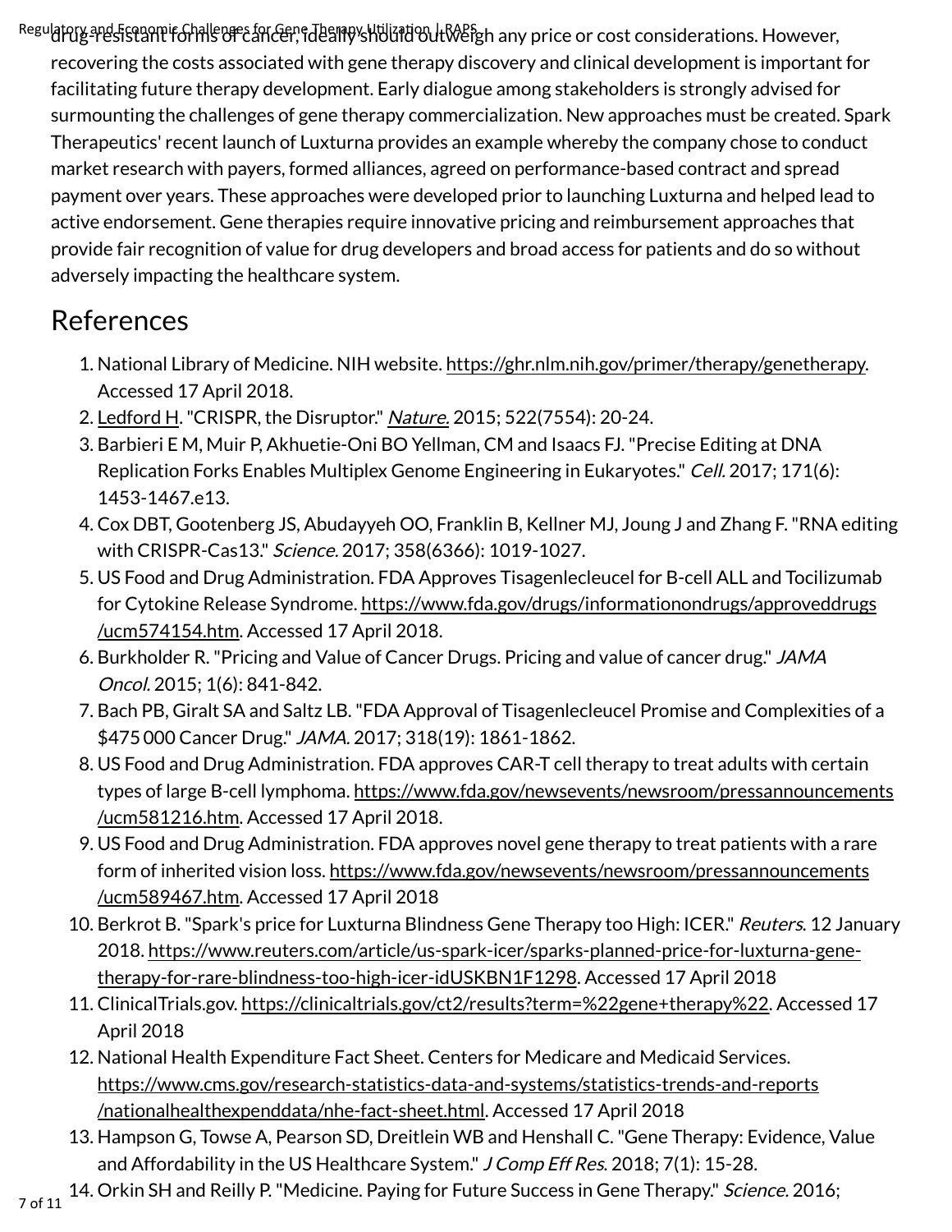drug-resistant forms of cancer, ideally should outweigh any price or cost considerations. However, recovering the costs associated with gene therapy discovery and clinical development is important for facilitating future therapy development. Early dialogue among stakeholders is strongly advised for surmounting the challenges of gene therapy commercialization. New approaches must be created. Spark Therapeutics' recent launch of Luxturna provides an example whereby the company chose to conduct market research with payers, formed alliances, agreed on performance-based contract and spread payment over years. These approaches were developed prior to launching Luxturna and helped lead to active endorsement. Gene therapies require innovative pricing and reimbursement approaches that provide fair recognition of value for drug developers and broad access for patients and do so without adversely impacting the healthcare system.

## References

1. National Library of Medicine. NIH website. https://ghr.nlm.nih.gov/primer/therapy/genetherapy. Accessed 17 April 2018.
2. Ledford H. "CRISPR, the Disruptor." *Nature.* 2015; 522(7554): 20-24.
3. Barbieri E M, Muir P, Akhuetie-Oni BO Yellman, CM and Isaacs FJ. "Precise Editing at DNA Replication Forks Enables Multiplex Genome Engineering in Eukaryotes." *Cell.* 2017; 171(6): 1453-1467.e13.
4. Cox DBT, Gootenberg JS, Abudayyeh OO, Franklin B, Kellner MJ, Joung J and Zhang F. "RNA editing with CRISPR-Cas13." *Science.* 2017; 358(6366): 1019-1027.
5. US Food and Drug Administration. FDA Approves Tisagenlecleucel for B-cell ALL and Tocilizumab for Cytokine Release Syndrome. https://www.fda.gov/drugs/informationondrugs/approveddrugs/ucm574154.htm. Accessed 17 April 2018.
6. Burkholder R. "Pricing and Value of Cancer Drugs. Pricing and value of cancer drug." *JAMA Oncol.* 2015; 1(6): 841-842.
7. Bach PB, Giralt SA and Saltz LB. "FDA Approval of Tisagenlecleucel Promise and Complexities of a $475 000 Cancer Drug." *JAMA.* 2017; 318(19): 1861-1862.
8. US Food and Drug Administration. FDA approves CAR-T cell therapy to treat adults with certain types of large B-cell lymphoma. https://www.fda.gov/newsevents/newsroom/pressannouncements/ucm581216.htm. Accessed 17 April 2018.
9. US Food and Drug Administration. FDA approves novel gene therapy to treat patients with a rare form of inherited vision loss. https://www.fda.gov/newsevents/newsroom/pressannouncements/ucm589467.htm. Accessed 17 April 2018
10. Berkrot B. "Spark's price for Luxturna Blindness Gene Therapy too High: ICER." *Reuters.* 12 January 2018. https://www.reuters.com/article/us-spark-icer/sparks-planned-price-for-luxturna-gene-therapy-for-rare-blindness-too-high-icer-idUSKBN1F1298. Accessed 17 April 2018
11. ClinicalTrials.gov. https://clinicaltrials.gov/ct2/results?term=%22gene+therapy%22. Accessed 17 April 2018
12. National Health Expenditure Fact Sheet. Centers for Medicare and Medicaid Services. https://www.cms.gov/research-statistics-data-and-systems/statistics-trends-and-reports/nationalhealthexpenddata/nhe-fact-sheet.html. Accessed 17 April 2018
13. Hampson G, Towse A, Pearson SD, Dreitlein WB and Henshall C. "Gene Therapy: Evidence, Value and Affordability in the US Healthcare System." *J Comp Eff Res.* 2018; 7(1): 15-28.
14. Orkin SH and Reilly P. "Medicine. Paying for Future Success in Gene Therapy." *Science.* 2016;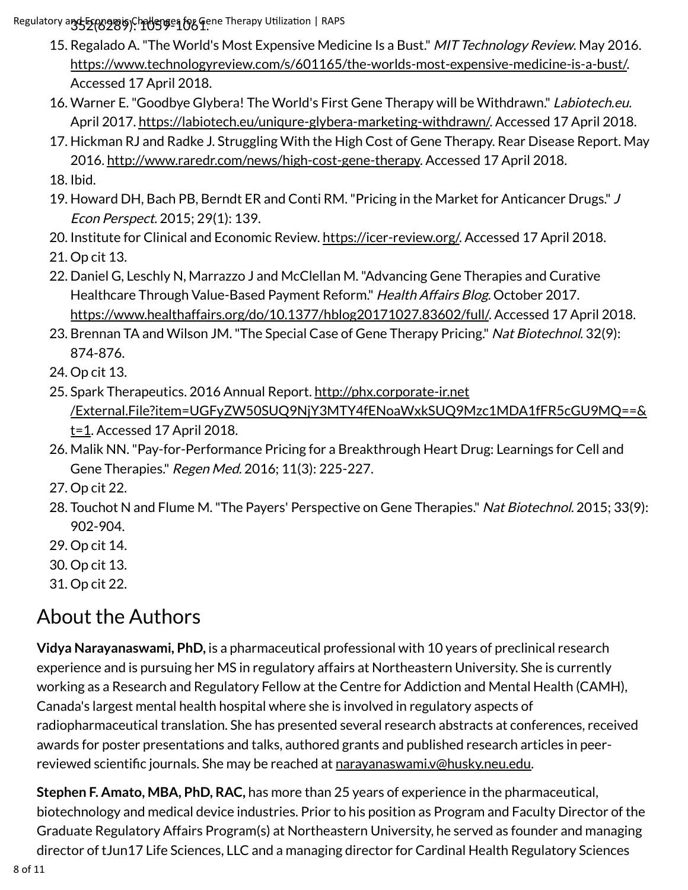352(6289): 1059-1061.

15. Regalado A. "The World's Most Expensive Medicine Is a Bust." *MIT Technology Review*. May 2016. https://www.technologyreview.com/s/601165/the-worlds-most-expensive-medicine-is-a-bust/. Accessed 17 April 2018.
16. Warner E. "Goodbye Glybera! The World's First Gene Therapy will be Withdrawn." *Labiotech.eu*. April 2017. https://labiotech.eu/uniqure-glybera-marketing-withdrawn/. Accessed 17 April 2018.
17. Hickman RJ and Radke J. Struggling With the High Cost of Gene Therapy. Rear Disease Report. May 2016. http://www.raredr.com/news/high-cost-gene-therapy. Accessed 17 April 2018.
18. Ibid.
19. Howard DH, Bach PB, Berndt ER and Conti RM. "Pricing in the Market for Anticancer Drugs." *J Econ Perspect.* 2015; 29(1): 139.
20. Institute for Clinical and Economic Review. https://icer-review.org/. Accessed 17 April 2018.
21. Op cit 13.
22. Daniel G, Leschly N, Marrazzo J and McClellan M. "Advancing Gene Therapies and Curative Healthcare Through Value-Based Payment Reform." *Health Affairs Blog*. October 2017. https://www.healthaffairs.org/do/10.1377/hblog20171027.83602/full/. Accessed 17 April 2018.
23. Brennan TA and Wilson JM. "The Special Case of Gene Therapy Pricing." *Nat Biotechnol.* 32(9): 874-876.
24. Op cit 13.
25. Spark Therapeutics. 2016 Annual Report. http://phx.corporate-ir.net/External.File?item=UGFyZW50SUQ9NjY3MTY4fENoaWxkSUQ9Mzc1MDA1fFR5cGU9MQ==&t=1. Accessed 17 April 2018.
26. Malik NN. "Pay-for-Performance Pricing for a Breakthrough Heart Drug: Learnings for Cell and Gene Therapies." *Regen Med.* 2016; 11(3): 225-227.
27. Op cit 22.
28. Touchot N and Flume M. "The Payers' Perspective on Gene Therapies." *Nat Biotechnol.* 2015; 33(9): 902-904.
29. Op cit 14.
30. Op cit 13.
31. Op cit 22.

## About the Authors

**Vidya Narayanaswami, PhD,** is a pharmaceutical professional with 10 years of preclinical research experience and is pursuing her MS in regulatory affairs at Northeastern University. She is currently working as a Research and Regulatory Fellow at the Centre for Addiction and Mental Health (CAMH), Canada's largest mental health hospital where she is involved in regulatory aspects of radiopharmaceutical translation. She has presented several research abstracts at conferences, received awards for poster presentations and talks, authored grants and published research articles in peer-reviewed scientific journals. She may be reached at narayanaswami.v@husky.neu.edu.

**Stephen F. Amato, MBA, PhD, RAC,** has more than 25 years of experience in the pharmaceutical, biotechnology and medical device industries. Prior to his position as Program and Faculty Director of the Graduate Regulatory Affairs Program(s) at Northeastern University, he served as founder and managing director of tJun17 Life Sciences, LLC and a managing director for Cardinal Health Regulatory Sciences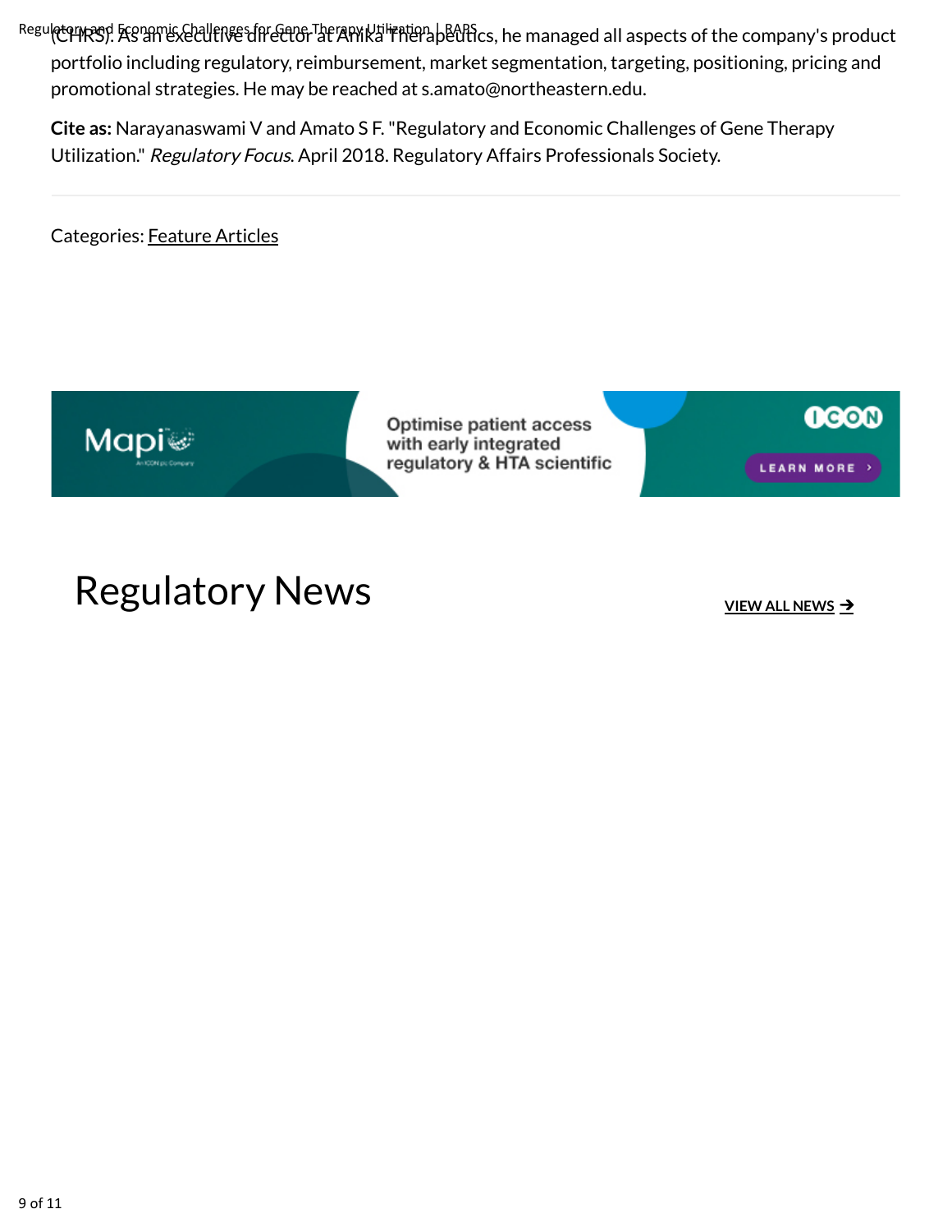(CHRS). As an executive director at Anika Therapeutics, he managed all aspects of the company's product portfolio including regulatory, reimbursement, market segmentation, targeting, positioning, pricing and promotional strategies. He may be reached at s.amato@northeastern.edu.

**Cite as:** Narayanaswami V and Amato S F. "Regulatory and Economic Challenges of Gene Therapy Utilization." *Regulatory Focus*. April 2018. Regulatory Affairs Professionals Society.

---

Categories: Feature Articles

Mapi — An ICON plc Company

Optimise patient access with early integrated regulatory & HTA scientific

ICON

LEARN MORE ›

# Regulatory News

VIEW ALL NEWS ➔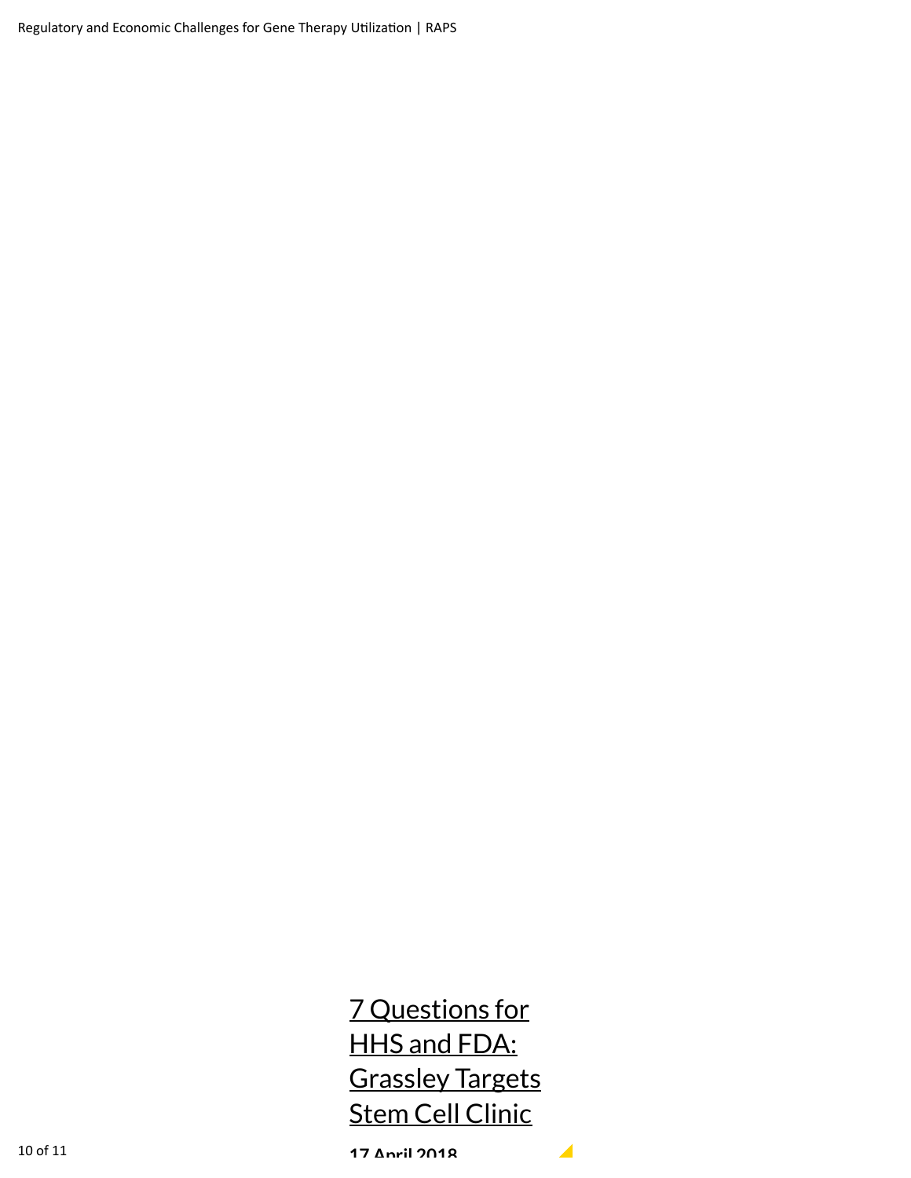[7 Questions for HHS and FDA: Grassley Targets Stem Cell Clinic]

**17 April 2018**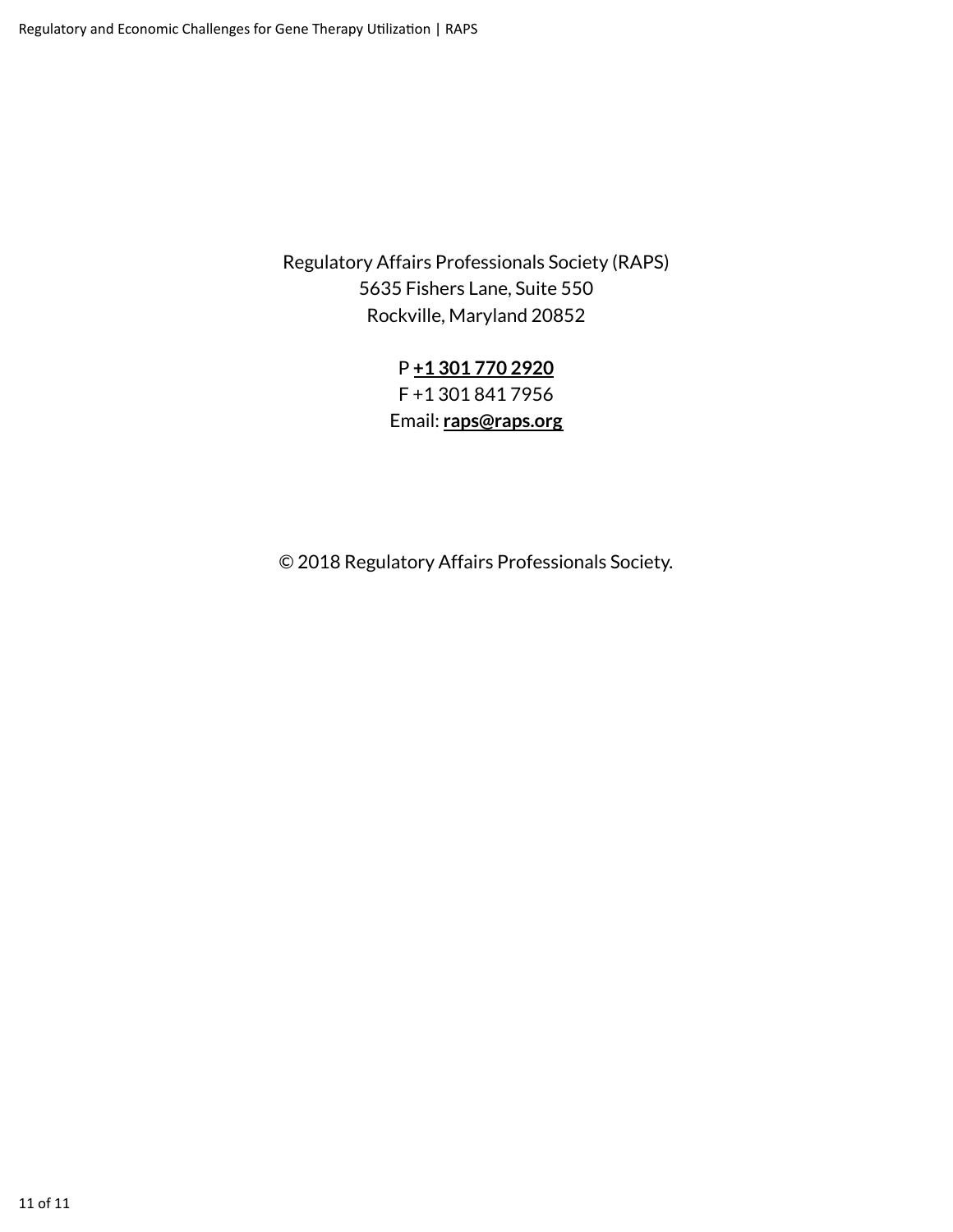Regulatory Affairs Professionals Society (RAPS)
5635 Fishers Lane, Suite 550
Rockville, Maryland 20852

P **+1 301 770 2920**
F +1 301 841 7956
Email: **raps@raps.org**

© 2018 Regulatory Affairs Professionals Society.